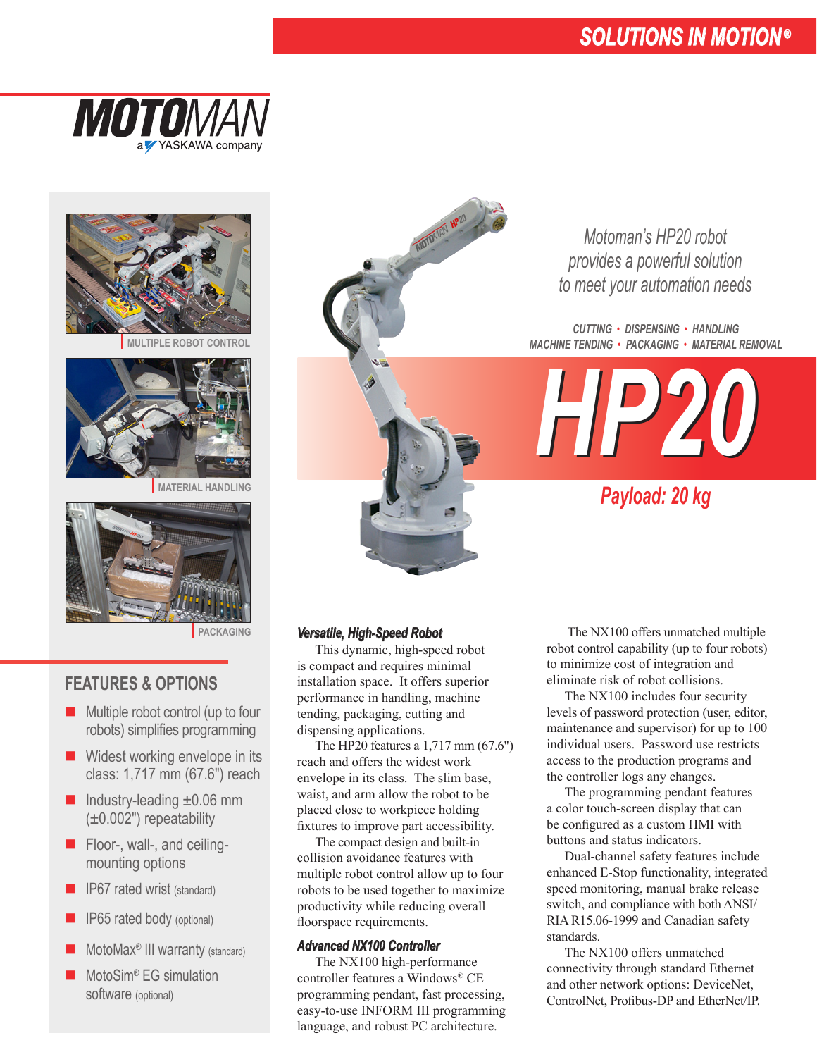SOLUTIONS IN MOTION®

MOTOMAN
a YASKAWA company

MULTIPLE ROBOT CONTROL

MATERIAL HANDLING

PACKAGING

*Motoman's HP20 robot provides a powerful solution to meet your automation needs*

CUTTING • DISPENSING • HANDLING
MACHINE TENDING • PACKAGING • MATERIAL REMOVAL

# HP20

**Payload: 20 kg**

## FEATURES & OPTIONS

- Multiple robot control (up to four robots) simplifies programming
- Widest working envelope in its class: 1,717 mm (67.6") reach
- Industry-leading ±0.06 mm (±0.002") repeatability
- Floor-, wall-, and ceiling-mounting options
- IP67 rated wrist (standard)
- IP65 rated body (optional)
- MotoMax® III warranty (standard)
- MotoSim® EG simulation software (optional)

### Versatile, High-Speed Robot

This dynamic, high-speed robot is compact and requires minimal installation space. It offers superior performance in handling, machine tending, packaging, cutting and dispensing applications.

The HP20 features a 1,717 mm (67.6") reach and offers the widest work envelope in its class. The slim base, waist, and arm allow the robot to be placed close to workpiece holding fixtures to improve part accessibility.

The compact design and built-in collision avoidance features with multiple robot control allow up to four robots to be used together to maximize productivity while reducing overall floorspace requirements.

### Advanced NX100 Controller

The NX100 high-performance controller features a Windows® CE programming pendant, fast processing, easy-to-use INFORM III programming language, and robust PC architecture.

The NX100 offers unmatched multiple robot control capability (up to four robots) to minimize cost of integration and eliminate risk of robot collisions.

The NX100 includes four security levels of password protection (user, editor, maintenance and supervisor) for up to 100 individual users. Password use restricts access to the production programs and the controller logs any changes.

The programming pendant features a color touch-screen display that can be configured as a custom HMI with buttons and status indicators.

Dual-channel safety features include enhanced E-Stop functionality, integrated speed monitoring, manual brake release switch, and compliance with both ANSI/RIA R15.06-1999 and Canadian safety standards.

The NX100 offers unmatched connectivity through standard Ethernet and other network options: DeviceNet, ControlNet, Profibus-DP and EtherNet/IP.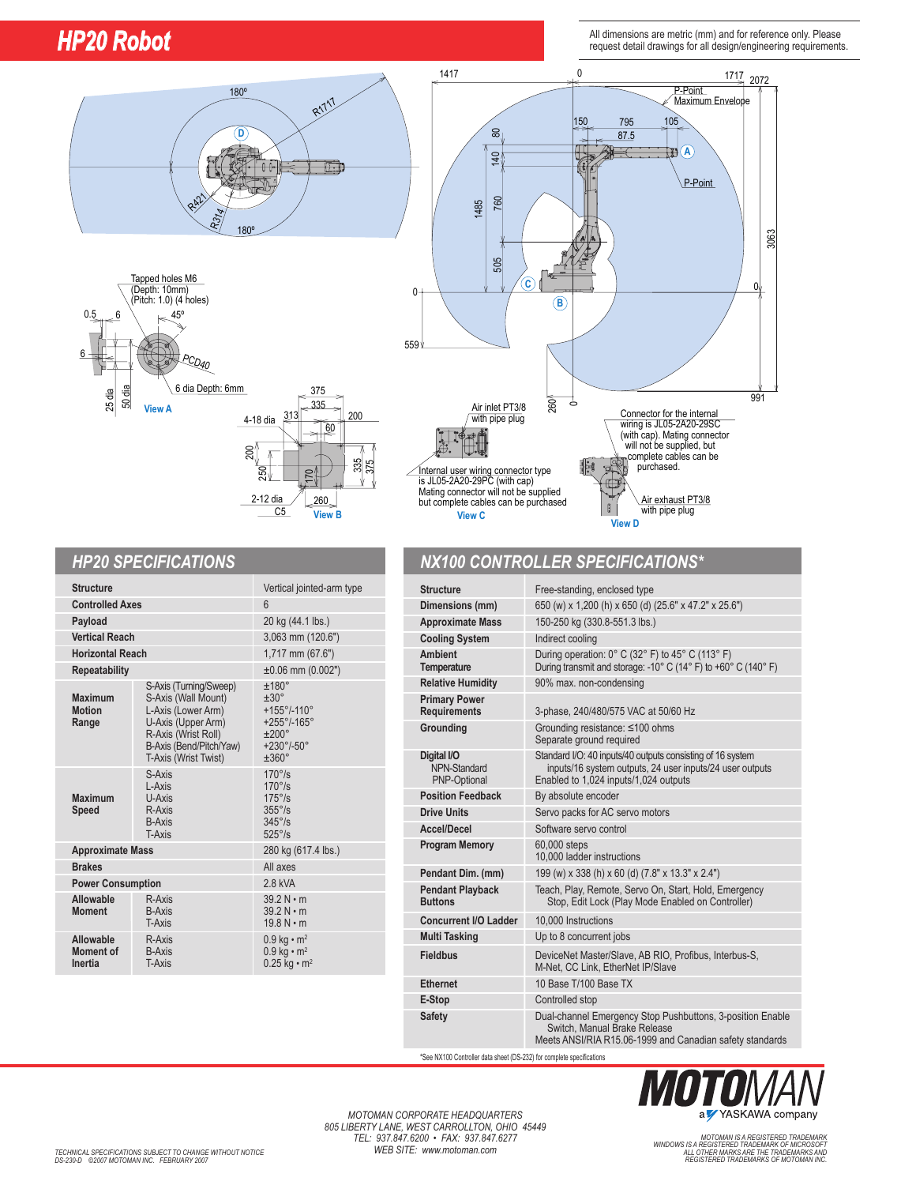# HP20 Robot

All dimensions are metric (mm) and for reference only. Please request detail drawings for all design/engineering requirements.

180°
R1717
D
R421
R314
180°

1417
0
1717
2072
P-Point
Maximum Envelope
150
795
105
87.5
80
140
A
P-Point
1485
760
3063
505
C
0
0
B
559
991
260
0

Tapped holes M6
(Depth: 10mm)
(Pitch: 1.0) (4 holes)
0.5
6
45°
6
PCD40
6 dia Depth: 6mm
25 dia
50 dia
View A

375
335
4-18 dia
313
200
60
200
250
170
335
375
2-12 dia
C5
260
View B

Air inlet PT3/8
with pipe plug
Internal user wiring connector type is JL05-2A20-29PC (with cap)
Mating connector will not be supplied but complete cables can be purchased
View C

Connector for the internal wiring is JL05-2A20-29SC (with cap). Mating connector will not be supplied, but complete cables can be purchased.
Air exhaust PT3/8
with pipe plug
View D

## HP20 SPECIFICATIONS

| | | |
|---|---|---|
| **Structure** | | Vertical jointed-arm type |
| **Controlled Axes** | | 6 |
| **Payload** | | 20 kg (44.1 lbs.) |
| **Vertical Reach** | | 3,063 mm (120.6") |
| **Horizontal Reach** | | 1,717 mm (67.6") |
| **Repeatability** | | ±0.06 mm (0.002") |
| **Maximum Motion Range** | S-Axis (Turning/Sweep)<br>S-Axis (Wall Mount)<br>L-Axis (Lower Arm)<br>U-Axis (Upper Arm)<br>R-Axis (Wrist Roll)<br>B-Axis (Bend/Pitch/Yaw)<br>T-Axis (Wrist Twist) | ±180°<br>±30°<br>+155°/-110°<br>+255°/-165°<br>±200°<br>+230°/-50°<br>±360° |
| **Maximum Speed** | S-Axis<br>L-Axis<br>U-Axis<br>R-Axis<br>B-Axis<br>T-Axis | 170°/s<br>170°/s<br>175°/s<br>355°/s<br>345°/s<br>525°/s |
| **Approximate Mass** | | 280 kg (617.4 lbs.) |
| **Brakes** | | All axes |
| **Power Consumption** | | 2.8 kVA |
| **Allowable Moment** | R-Axis<br>B-Axis<br>T-Axis | 39.2 N • m<br>39.2 N • m<br>19.8 N • m |
| **Allowable Moment of Inertia** | R-Axis<br>B-Axis<br>T-Axis | 0.9 kg • m²<br>0.9 kg • m²<br>0.25 kg • m² |

## NX100 CONTROLLER SPECIFICATIONS*

| | |
|---|---|
| **Structure** | Free-standing, enclosed type |
| **Dimensions (mm)** | 650 (w) x 1,200 (h) x 650 (d) (25.6" x 47.2" x 25.6") |
| **Approximate Mass** | 150-250 kg (330.8-551.3 lbs.) |
| **Cooling System** | Indirect cooling |
| **Ambient Temperature** | During operation: 0° C (32° F) to 45° C (113° F)<br>During transmit and storage: -10° C (14° F) to +60° C (140° F) |
| **Relative Humidity** | 90% max. non-condensing |
| **Primary Power Requirements** | 3-phase, 240/480/575 VAC at 50/60 Hz |
| **Grounding** | Grounding resistance: ≤100 ohms<br>Separate ground required |
| **Digital I/O**<br>NPN-Standard<br>PNP-Optional | Standard I/O: 40 inputs/40 outputs consisting of 16 system inputs/16 system outputs, 24 user inputs/24 user outputs<br>Enabled to 1,024 inputs/1,024 outputs |
| **Position Feedback** | By absolute encoder |
| **Drive Units** | Servo packs for AC servo motors |
| **Accel/Decel** | Software servo control |
| **Program Memory** | 60,000 steps<br>10,000 ladder instructions |
| **Pendant Dim. (mm)** | 199 (w) x 338 (h) x 60 (d) (7.8" x 13.3" x 2.4") |
| **Pendant Playback Buttons** | Teach, Play, Remote, Servo On, Start, Hold, Emergency Stop, Edit Lock (Play Mode Enabled on Controller) |
| **Concurrent I/O Ladder** | 10,000 Instructions |
| **Multi Tasking** | Up to 8 concurrent jobs |
| **Fieldbus** | DeviceNet Master/Slave, AB RIO, Profibus, Interbus-S, M-Net, CC Link, EtherNet IP/Slave |
| **Ethernet** | 10 Base T/100 Base TX |
| **E-Stop** | Controlled stop |
| **Safety** | Dual-channel Emergency Stop Pushbuttons, 3-position Enable Switch, Manual Brake Release<br>Meets ANSI/RIA R15.06-1999 and Canadian safety standards |

*See NX100 Controller data sheet (DS-232) for complete specifications

MOTOMAN
a YASKAWA company

*MOTOMAN CORPORATE HEADQUARTERS*
*805 LIBERTY LANE, WEST CARROLLTON, OHIO 45449*
*TEL: 937.847.6200 • FAX: 937.847.6277*
*WEB SITE: www.motoman.com*

*TECHNICAL SPECIFICATIONS SUBJECT TO CHANGE WITHOUT NOTICE*
*DS-230-D ©2007 MOTOMAN INC. FEBRUARY 2007*

*MOTOMAN IS A REGISTERED TRADEMARK*
*WINDOWS IS A REGISTERED TRADEMARK OF MICROSOFT*
*ALL OTHER MARKS ARE THE TRADEMARKS AND REGISTERED TRADEMARKS OF MOTOMAN INC.*